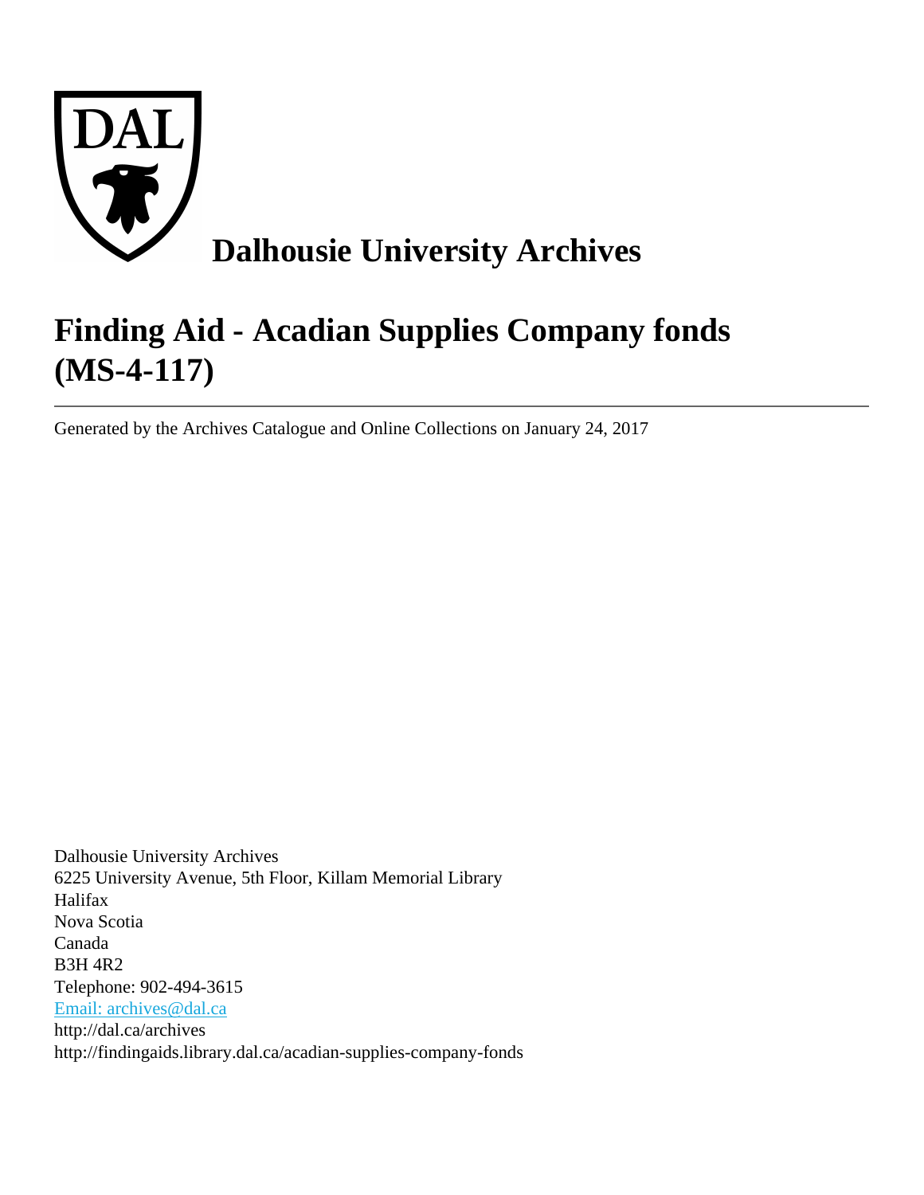# Dalhousie University Archives

# Finding Aid - Acadian Supplies Company fonds (MS-4-117)

---

Generated by the Archives Catalogue and Online Collections on January 24, 2017

Dalhousie University Archives
6225 University Avenue, 5th Floor, Killam Memorial Library
Halifax
Nova Scotia
Canada
B3H 4R2
Telephone: 902-494-3615
Email: archives@dal.ca
http://dal.ca/archives
http://findingaids.library.dal.ca/acadian-supplies-company-fonds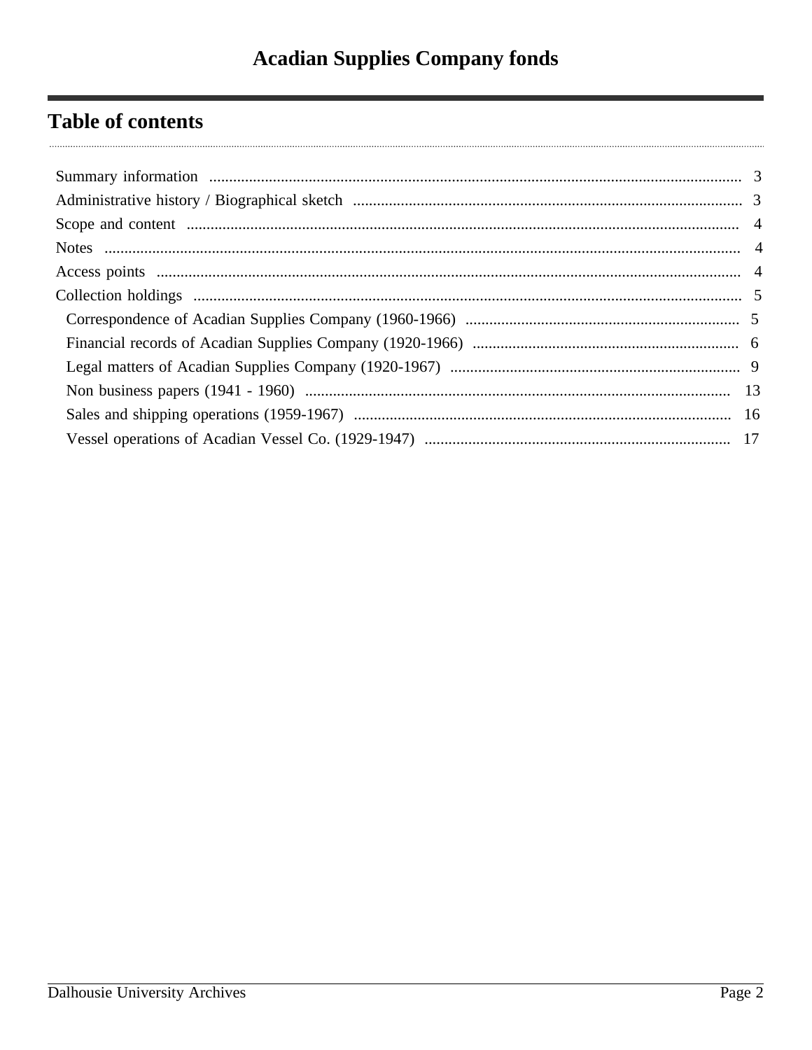# Acadian Supplies Company fonds

## Table of contents

- Summary information ... 3
- Administrative history / Biographical sketch ... 3
- Scope and content ... 4
- Notes ... 4
- Access points ... 4
- Collection holdings ... 5
  - Correspondence of Acadian Supplies Company (1960-1966) ... 5
  - Financial records of Acadian Supplies Company (1920-1966) ... 6
  - Legal matters of Acadian Supplies Company (1920-1967) ... 9
  - Non business papers (1941 - 1960) ... 13
  - Sales and shipping operations (1959-1967) ... 16
  - Vessel operations of Acadian Vessel Co. (1929-1947) ... 17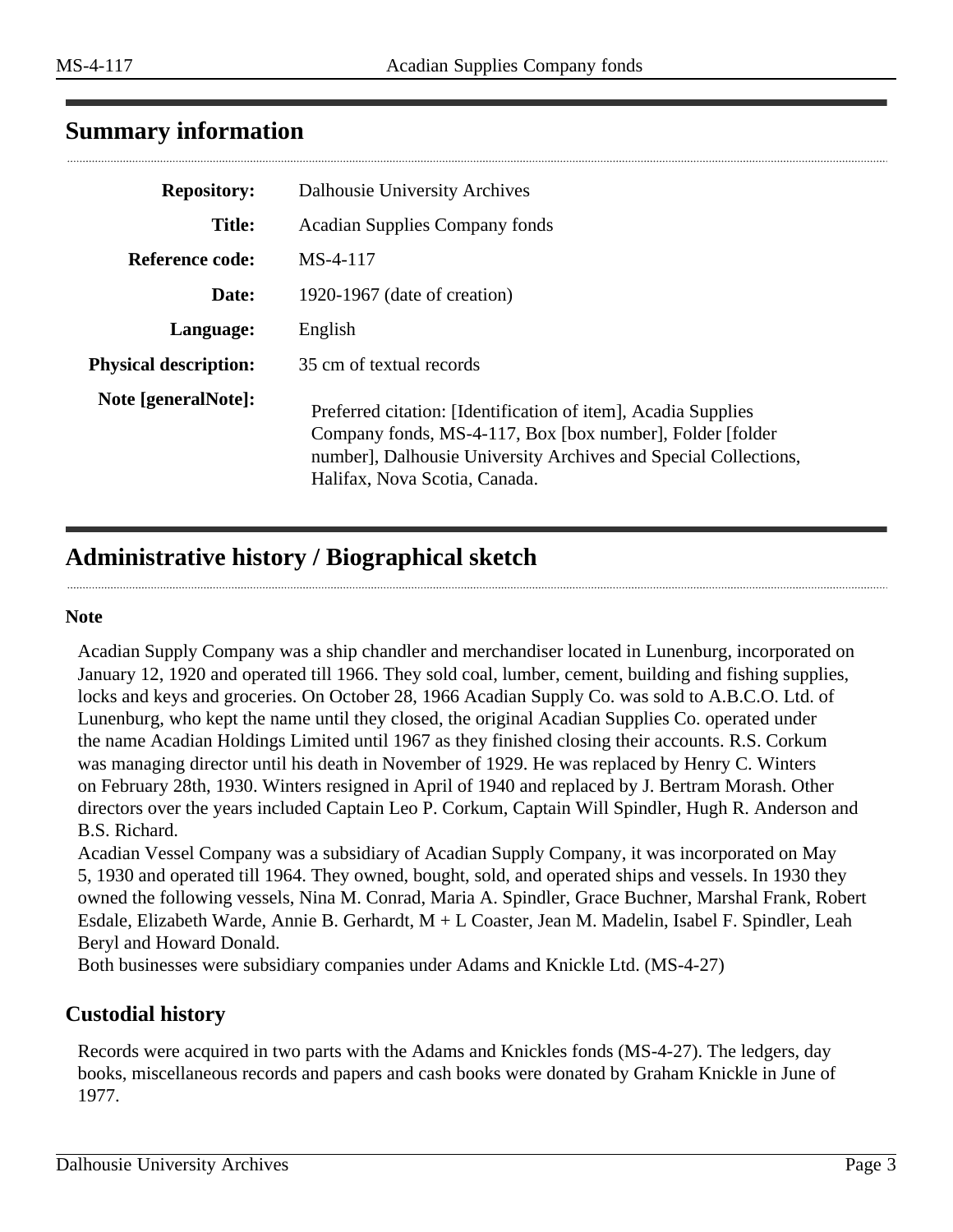## Summary information

| | |
|---|---|
| **Repository:** | Dalhousie University Archives |
| **Title:** | Acadian Supplies Company fonds |
| **Reference code:** | MS-4-117 |
| **Date:** | 1920-1967 (date of creation) |
| **Language:** | English |
| **Physical description:** | 35 cm of textual records |
| **Note [generalNote]:** | Preferred citation: [Identification of item], Acadia Supplies Company fonds, MS-4-117, Box [box number], Folder [folder number], Dalhousie University Archives and Special Collections, Halifax, Nova Scotia, Canada. |

## Administrative history / Biographical sketch

**Note**

Acadian Supply Company was a ship chandler and merchandiser located in Lunenburg, incorporated on January 12, 1920 and operated till 1966. They sold coal, lumber, cement, building and fishing supplies, locks and keys and groceries. On October 28, 1966 Acadian Supply Co. was sold to A.B.C.O. Ltd. of Lunenburg, who kept the name until they closed, the original Acadian Supplies Co. operated under the name Acadian Holdings Limited until 1967 as they finished closing their accounts. R.S. Corkum was managing director until his death in November of 1929. He was replaced by Henry C. Winters on February 28th, 1930. Winters resigned in April of 1940 and replaced by J. Bertram Morash. Other directors over the years included Captain Leo P. Corkum, Captain Will Spindler, Hugh R. Anderson and B.S. Richard.

Acadian Vessel Company was a subsidiary of Acadian Supply Company, it was incorporated on May 5, 1930 and operated till 1964. They owned, bought, sold, and operated ships and vessels. In 1930 they owned the following vessels, Nina M. Conrad, Maria A. Spindler, Grace Buchner, Marshal Frank, Robert Esdale, Elizabeth Warde, Annie B. Gerhardt, M + L Coaster, Jean M. Madelin, Isabel F. Spindler, Leah Beryl and Howard Donald.

Both businesses were subsidiary companies under Adams and Knickle Ltd. (MS-4-27)

### Custodial history

Records were acquired in two parts with the Adams and Knickles fonds (MS-4-27). The ledgers, day books, miscellaneous records and papers and cash books were donated by Graham Knickle in June of 1977.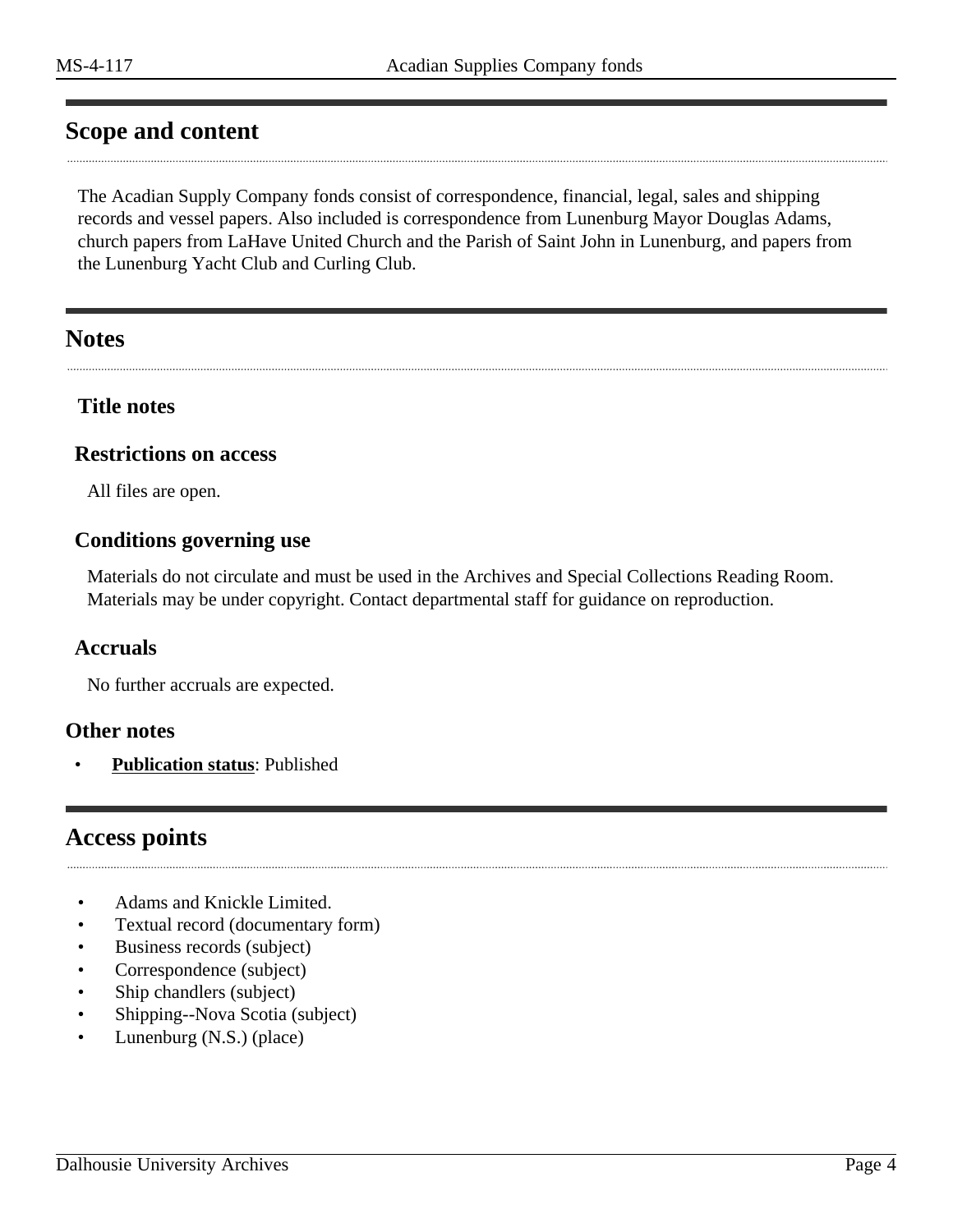## Scope and content

The Acadian Supply Company fonds consist of correspondence, financial, legal, sales and shipping records and vessel papers. Also included is correspondence from Lunenburg Mayor Douglas Adams, church papers from LaHave United Church and the Parish of Saint John in Lunenburg, and papers from the Lunenburg Yacht Club and Curling Club.

## Notes

### Title notes

### Restrictions on access

All files are open.

### Conditions governing use

Materials do not circulate and must be used in the Archives and Special Collections Reading Room. Materials may be under copyright. Contact departmental staff for guidance on reproduction.

### Accruals

No further accruals are expected.

### Other notes

- **Publication status**: Published

## Access points

- Adams and Knickle Limited.
- Textual record (documentary form)
- Business records (subject)
- Correspondence (subject)
- Ship chandlers (subject)
- Shipping--Nova Scotia (subject)
- Lunenburg (N.S.) (place)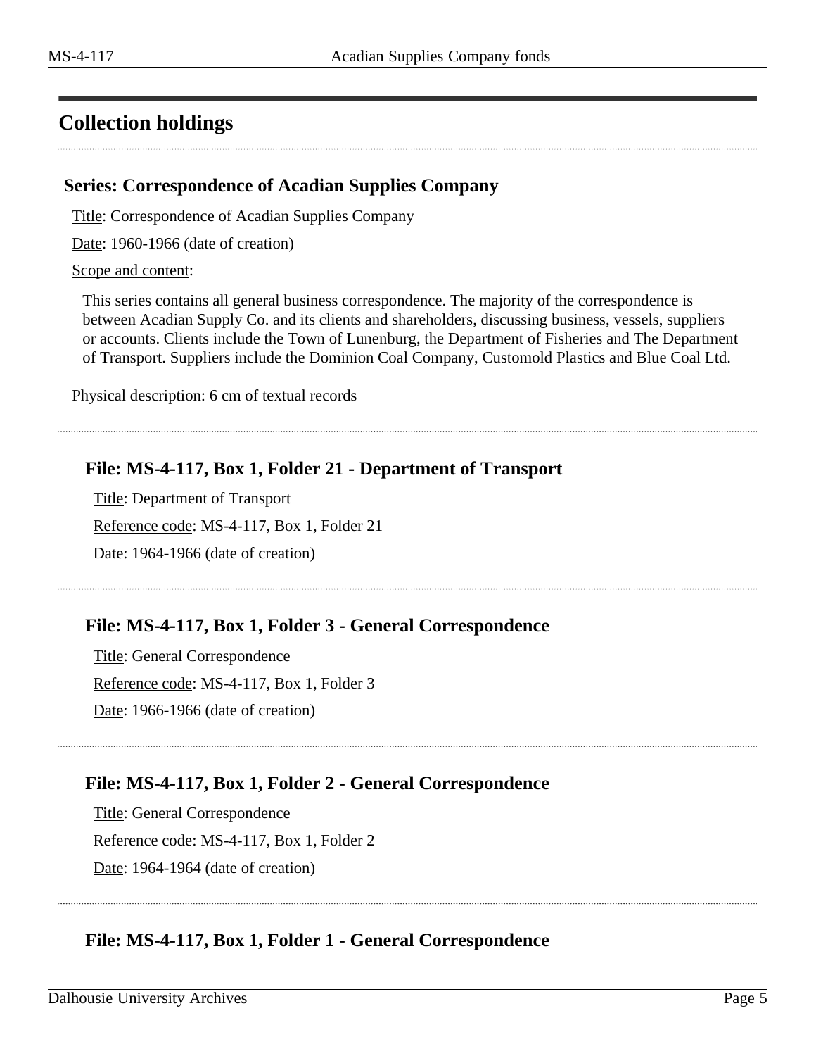## Collection holdings

### Series: Correspondence of Acadian Supplies Company

Title: Correspondence of Acadian Supplies Company

Date: 1960-1966 (date of creation)

Scope and content:

This series contains all general business correspondence. The majority of the correspondence is between Acadian Supply Co. and its clients and shareholders, discussing business, vessels, suppliers or accounts. Clients include the Town of Lunenburg, the Department of Fisheries and The Department of Transport. Suppliers include the Dominion Coal Company, Customold Plastics and Blue Coal Ltd.

Physical description: 6 cm of textual records

#### File: MS-4-117, Box 1, Folder 21 - Department of Transport

Title: Department of Transport

Reference code: MS-4-117, Box 1, Folder 21

Date: 1964-1966 (date of creation)

#### File: MS-4-117, Box 1, Folder 3 - General Correspondence

Title: General Correspondence

Reference code: MS-4-117, Box 1, Folder 3

Date: 1966-1966 (date of creation)

#### File: MS-4-117, Box 1, Folder 2 - General Correspondence

Title: General Correspondence

Reference code: MS-4-117, Box 1, Folder 2

Date: 1964-1964 (date of creation)

#### File: MS-4-117, Box 1, Folder 1 - General Correspondence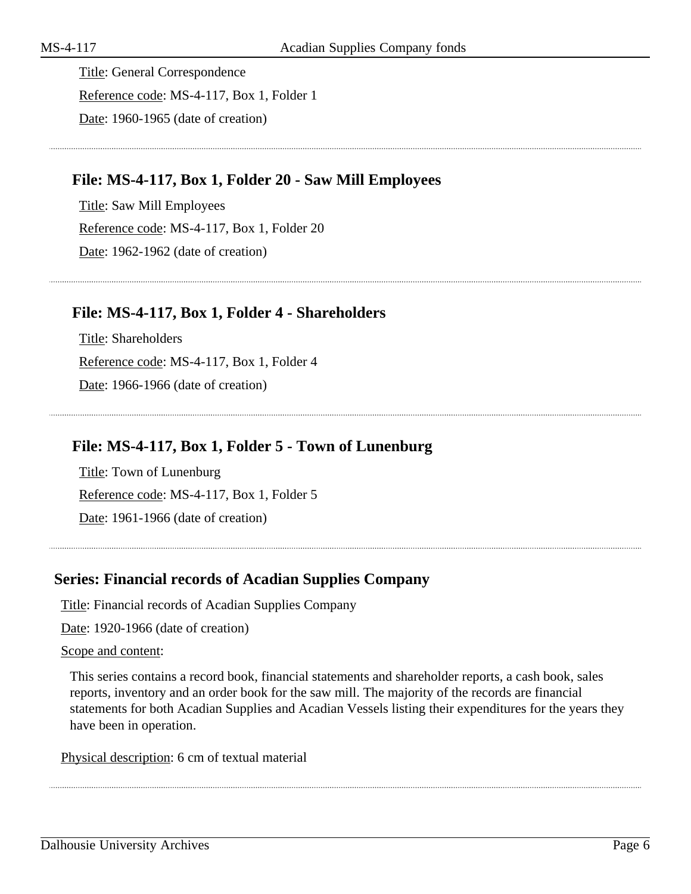Title: General Correspondence

Reference code: MS-4-117, Box 1, Folder 1

Date: 1960-1965 (date of creation)

### File: MS-4-117, Box 1, Folder 20 - Saw Mill Employees

Title: Saw Mill Employees

Reference code: MS-4-117, Box 1, Folder 20

Date: 1962-1962 (date of creation)

### File: MS-4-117, Box 1, Folder 4 - Shareholders

Title: Shareholders

Reference code: MS-4-117, Box 1, Folder 4

Date: 1966-1966 (date of creation)

### File: MS-4-117, Box 1, Folder 5 - Town of Lunenburg

Title: Town of Lunenburg

Reference code: MS-4-117, Box 1, Folder 5

Date: 1961-1966 (date of creation)

## Series: Financial records of Acadian Supplies Company

Title: Financial records of Acadian Supplies Company

Date: 1920-1966 (date of creation)

Scope and content:

This series contains a record book, financial statements and shareholder reports, a cash book, sales reports, inventory and an order book for the saw mill. The majority of the records are financial statements for both Acadian Supplies and Acadian Vessels listing their expenditures for the years they have been in operation.

Physical description: 6 cm of textual material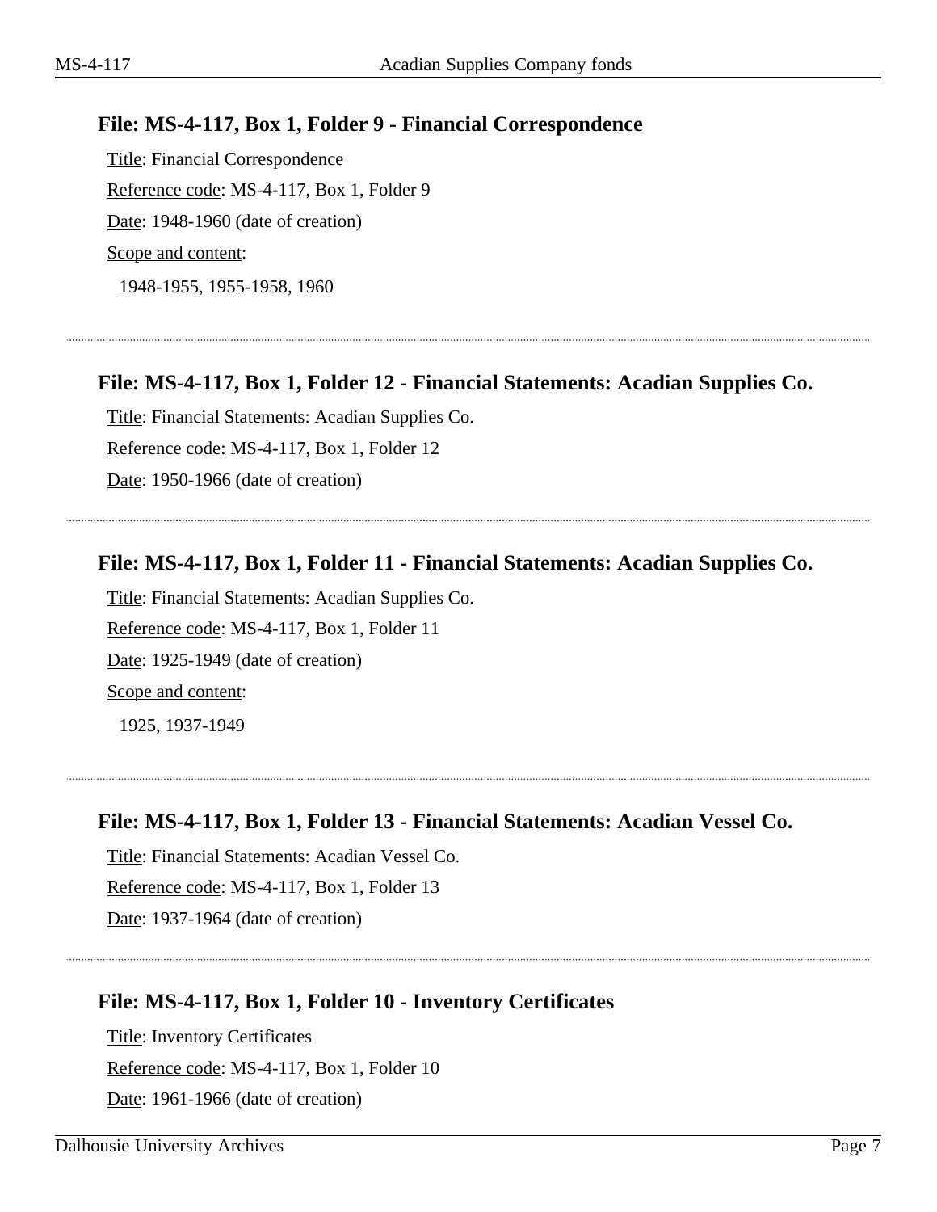### File: MS-4-117, Box 1, Folder 9 - Financial Correspondence

Title: Financial Correspondence

Reference code: MS-4-117, Box 1, Folder 9

Date: 1948-1960 (date of creation)

Scope and content:

1948-1955, 1955-1958, 1960

---

### File: MS-4-117, Box 1, Folder 12 - Financial Statements: Acadian Supplies Co.

Title: Financial Statements: Acadian Supplies Co.

Reference code: MS-4-117, Box 1, Folder 12

Date: 1950-1966 (date of creation)

---

### File: MS-4-117, Box 1, Folder 11 - Financial Statements: Acadian Supplies Co.

Title: Financial Statements: Acadian Supplies Co.

Reference code: MS-4-117, Box 1, Folder 11

Date: 1925-1949 (date of creation)

Scope and content:

1925, 1937-1949

---

### File: MS-4-117, Box 1, Folder 13 - Financial Statements: Acadian Vessel Co.

Title: Financial Statements: Acadian Vessel Co.

Reference code: MS-4-117, Box 1, Folder 13

Date: 1937-1964 (date of creation)

---

### File: MS-4-117, Box 1, Folder 10 - Inventory Certificates

Title: Inventory Certificates

Reference code: MS-4-117, Box 1, Folder 10

Date: 1961-1966 (date of creation)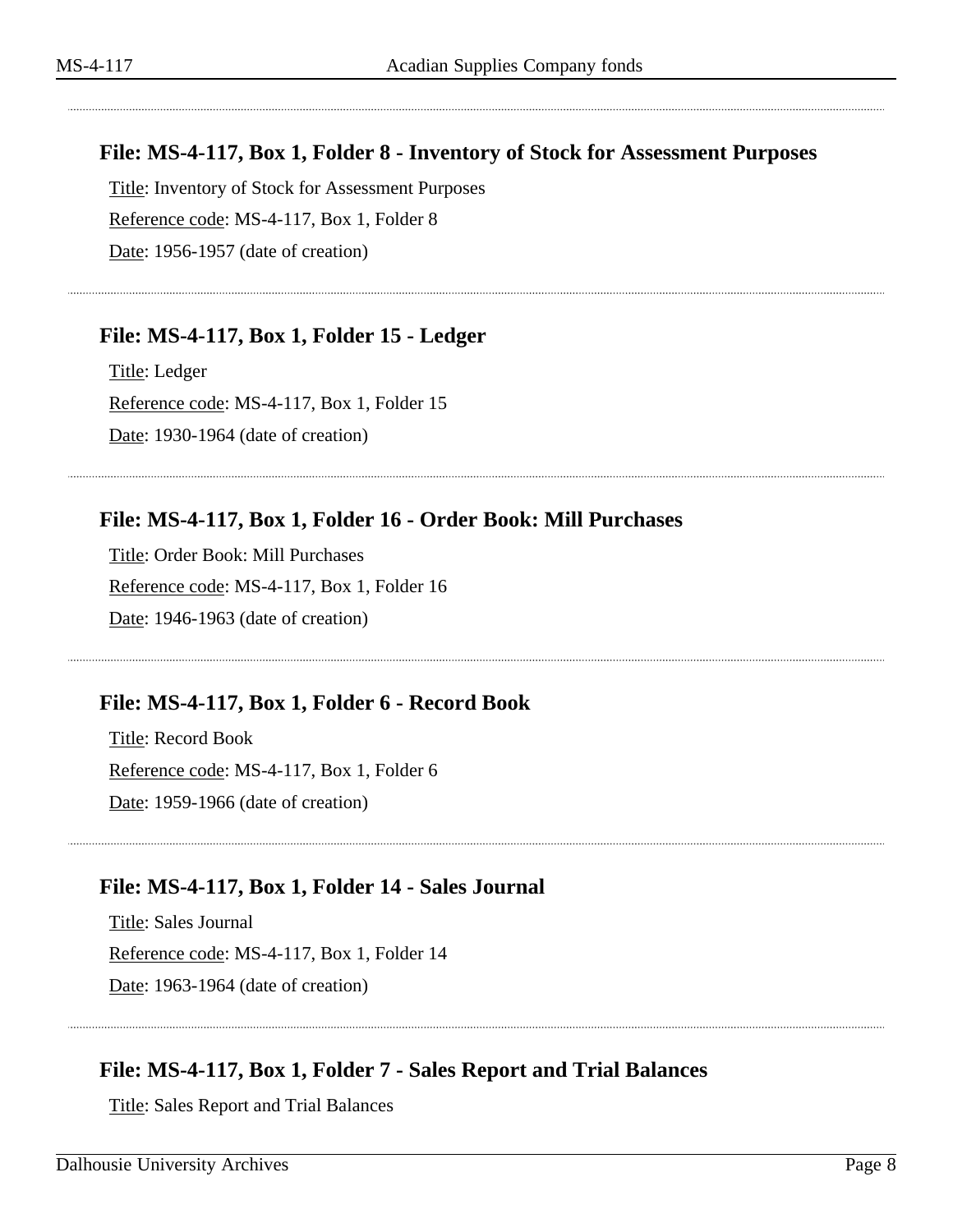### File: MS-4-117, Box 1, Folder 8 - Inventory of Stock for Assessment Purposes

Title: Inventory of Stock for Assessment Purposes

Reference code: MS-4-117, Box 1, Folder 8

Date: 1956-1957 (date of creation)

### File: MS-4-117, Box 1, Folder 15 - Ledger

Title: Ledger

Reference code: MS-4-117, Box 1, Folder 15

Date: 1930-1964 (date of creation)

### File: MS-4-117, Box 1, Folder 16 - Order Book: Mill Purchases

Title: Order Book: Mill Purchases

Reference code: MS-4-117, Box 1, Folder 16

Date: 1946-1963 (date of creation)

### File: MS-4-117, Box 1, Folder 6 - Record Book

Title: Record Book

Reference code: MS-4-117, Box 1, Folder 6

Date: 1959-1966 (date of creation)

### File: MS-4-117, Box 1, Folder 14 - Sales Journal

Title: Sales Journal

Reference code: MS-4-117, Box 1, Folder 14

Date: 1963-1964 (date of creation)

### File: MS-4-117, Box 1, Folder 7 - Sales Report and Trial Balances

Title: Sales Report and Trial Balances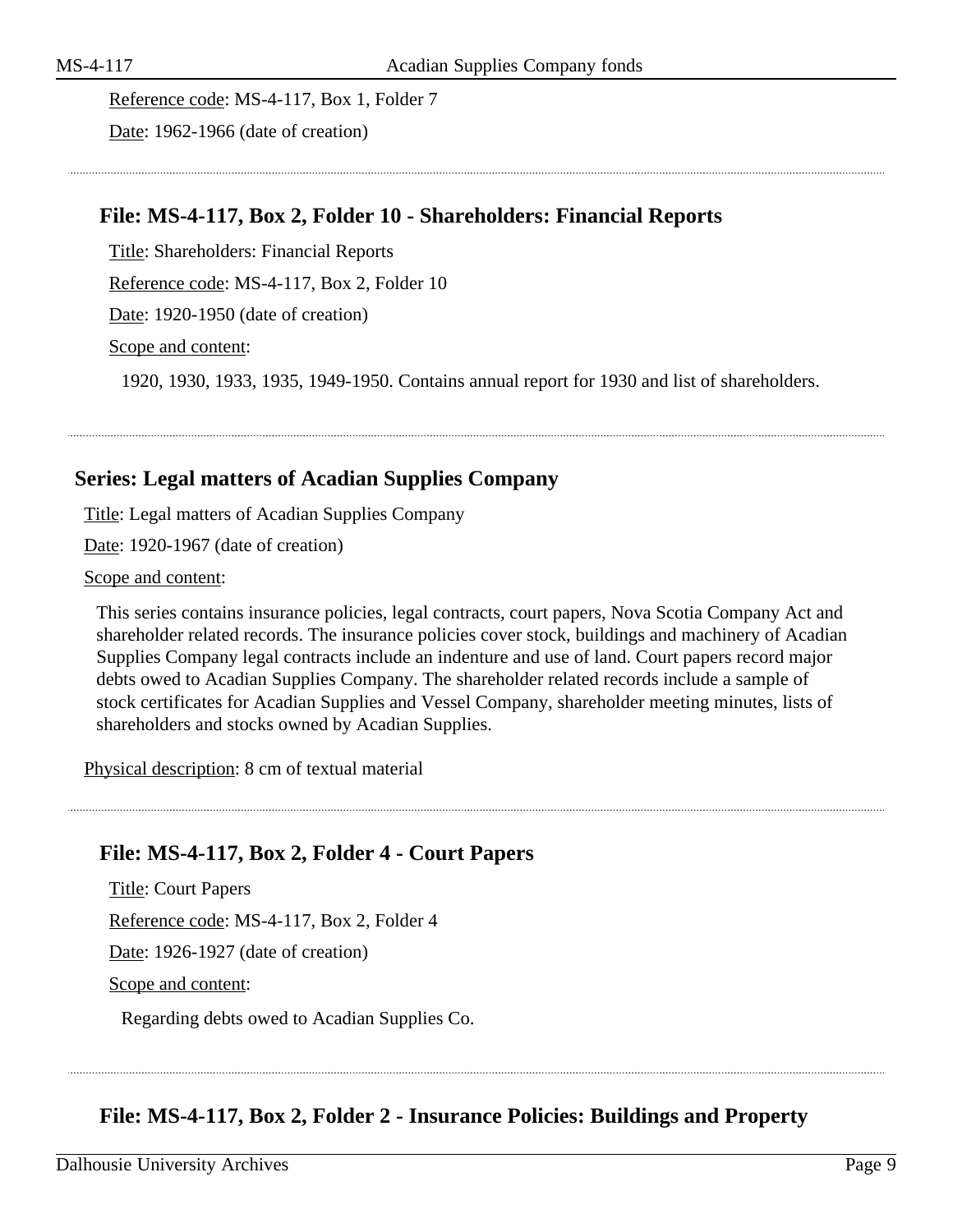Reference code: MS-4-117, Box 1, Folder 7

Date: 1962-1966 (date of creation)

---

### File: MS-4-117, Box 2, Folder 10 - Shareholders: Financial Reports

Title: Shareholders: Financial Reports

Reference code: MS-4-117, Box 2, Folder 10

Date: 1920-1950 (date of creation)

Scope and content:

1920, 1930, 1933, 1935, 1949-1950. Contains annual report for 1930 and list of shareholders.

---

## Series: Legal matters of Acadian Supplies Company

Title: Legal matters of Acadian Supplies Company

Date: 1920-1967 (date of creation)

Scope and content:

This series contains insurance policies, legal contracts, court papers, Nova Scotia Company Act and shareholder related records. The insurance policies cover stock, buildings and machinery of Acadian Supplies Company legal contracts include an indenture and use of land. Court papers record major debts owed to Acadian Supplies Company. The shareholder related records include a sample of stock certificates for Acadian Supplies and Vessel Company, shareholder meeting minutes, lists of shareholders and stocks owned by Acadian Supplies.

Physical description: 8 cm of textual material

---

### File: MS-4-117, Box 2, Folder 4 - Court Papers

Title: Court Papers

Reference code: MS-4-117, Box 2, Folder 4

Date: 1926-1927 (date of creation)

Scope and content:

Regarding debts owed to Acadian Supplies Co.

---

### File: MS-4-117, Box 2, Folder 2 - Insurance Policies: Buildings and Property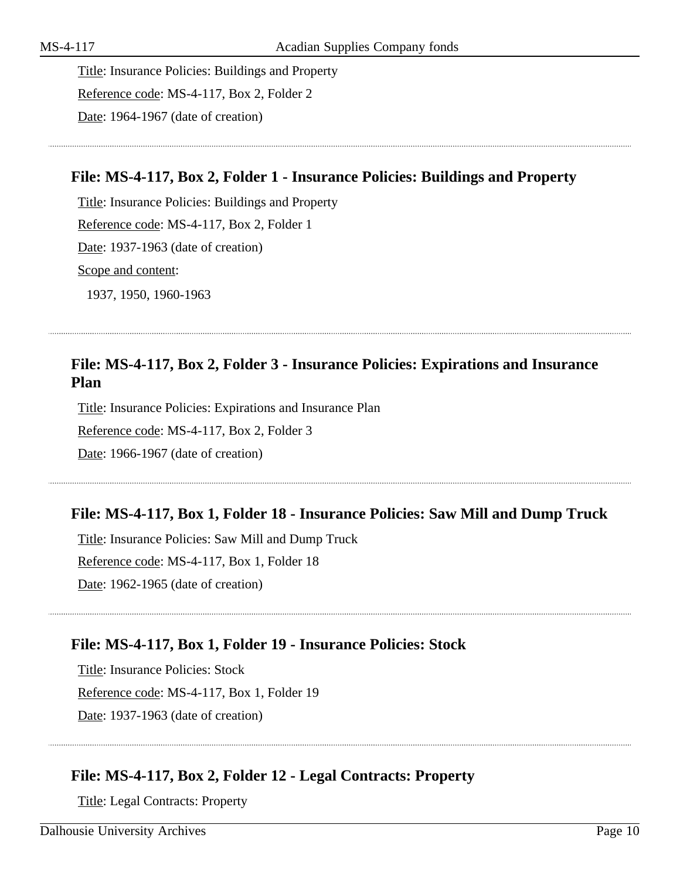Title: Insurance Policies: Buildings and Property

Reference code: MS-4-117, Box 2, Folder 2

Date: 1964-1967 (date of creation)

---

### File: MS-4-117, Box 2, Folder 1 - Insurance Policies: Buildings and Property

Title: Insurance Policies: Buildings and Property

Reference code: MS-4-117, Box 2, Folder 1

Date: 1937-1963 (date of creation)

Scope and content:

1937, 1950, 1960-1963

---

### File: MS-4-117, Box 2, Folder 3 - Insurance Policies: Expirations and Insurance Plan

Title: Insurance Policies: Expirations and Insurance Plan

Reference code: MS-4-117, Box 2, Folder 3

Date: 1966-1967 (date of creation)

---

### File: MS-4-117, Box 1, Folder 18 - Insurance Policies: Saw Mill and Dump Truck

Title: Insurance Policies: Saw Mill and Dump Truck

Reference code: MS-4-117, Box 1, Folder 18

Date: 1962-1965 (date of creation)

---

### File: MS-4-117, Box 1, Folder 19 - Insurance Policies: Stock

Title: Insurance Policies: Stock

Reference code: MS-4-117, Box 1, Folder 19

Date: 1937-1963 (date of creation)

---

### File: MS-4-117, Box 2, Folder 12 - Legal Contracts: Property

Title: Legal Contracts: Property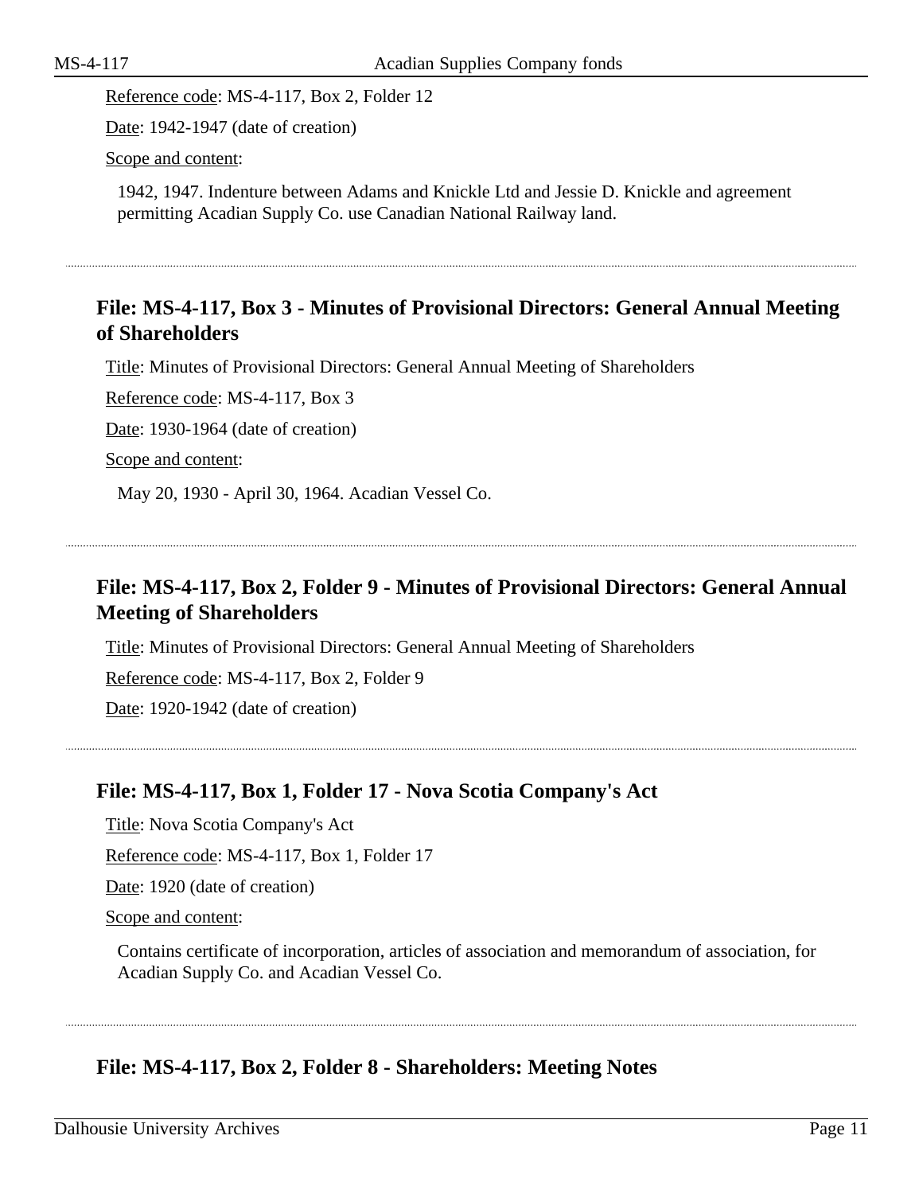Reference code: MS-4-117, Box 2, Folder 12

Date: 1942-1947 (date of creation)

Scope and content:

1942, 1947. Indenture between Adams and Knickle Ltd and Jessie D. Knickle and agreement permitting Acadian Supply Co. use Canadian National Railway land.

---

## File: MS-4-117, Box 3 - Minutes of Provisional Directors: General Annual Meeting of Shareholders

Title: Minutes of Provisional Directors: General Annual Meeting of Shareholders

Reference code: MS-4-117, Box 3

Date: 1930-1964 (date of creation)

Scope and content:

May 20, 1930 - April 30, 1964. Acadian Vessel Co.

---

## File: MS-4-117, Box 2, Folder 9 - Minutes of Provisional Directors: General Annual Meeting of Shareholders

Title: Minutes of Provisional Directors: General Annual Meeting of Shareholders

Reference code: MS-4-117, Box 2, Folder 9

Date: 1920-1942 (date of creation)

---

## File: MS-4-117, Box 1, Folder 17 - Nova Scotia Company's Act

Title: Nova Scotia Company's Act

Reference code: MS-4-117, Box 1, Folder 17

Date: 1920 (date of creation)

Scope and content:

Contains certificate of incorporation, articles of association and memorandum of association, for Acadian Supply Co. and Acadian Vessel Co.

---

## File: MS-4-117, Box 2, Folder 8 - Shareholders: Meeting Notes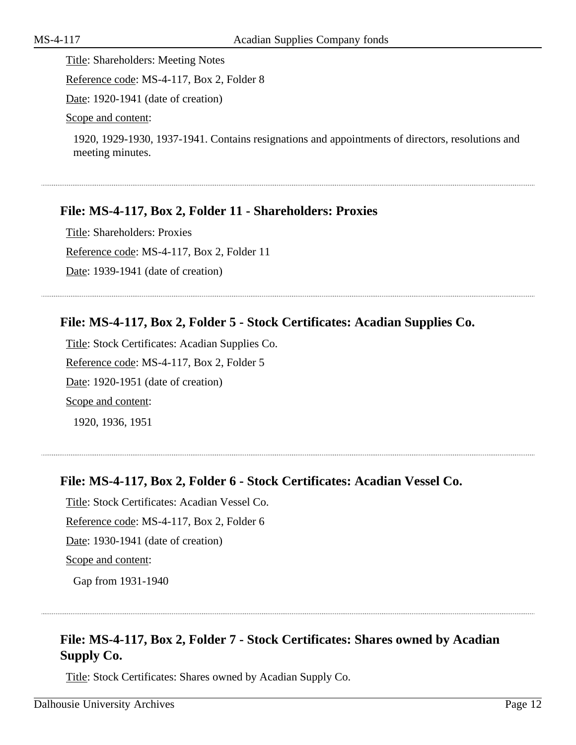Title: Shareholders: Meeting Notes

Reference code: MS-4-117, Box 2, Folder 8

Date: 1920-1941 (date of creation)

Scope and content:

1920, 1929-1930, 1937-1941. Contains resignations and appointments of directors, resolutions and meeting minutes.

---

### File: MS-4-117, Box 2, Folder 11 - Shareholders: Proxies

Title: Shareholders: Proxies

Reference code: MS-4-117, Box 2, Folder 11

Date: 1939-1941 (date of creation)

---

### File: MS-4-117, Box 2, Folder 5 - Stock Certificates: Acadian Supplies Co.

Title: Stock Certificates: Acadian Supplies Co.

Reference code: MS-4-117, Box 2, Folder 5

Date: 1920-1951 (date of creation)

Scope and content:

1920, 1936, 1951

---

### File: MS-4-117, Box 2, Folder 6 - Stock Certificates: Acadian Vessel Co.

Title: Stock Certificates: Acadian Vessel Co.

Reference code: MS-4-117, Box 2, Folder 6

Date: 1930-1941 (date of creation)

Scope and content:

Gap from 1931-1940

---

### File: MS-4-117, Box 2, Folder 7 - Stock Certificates: Shares owned by Acadian Supply Co.

Title: Stock Certificates: Shares owned by Acadian Supply Co.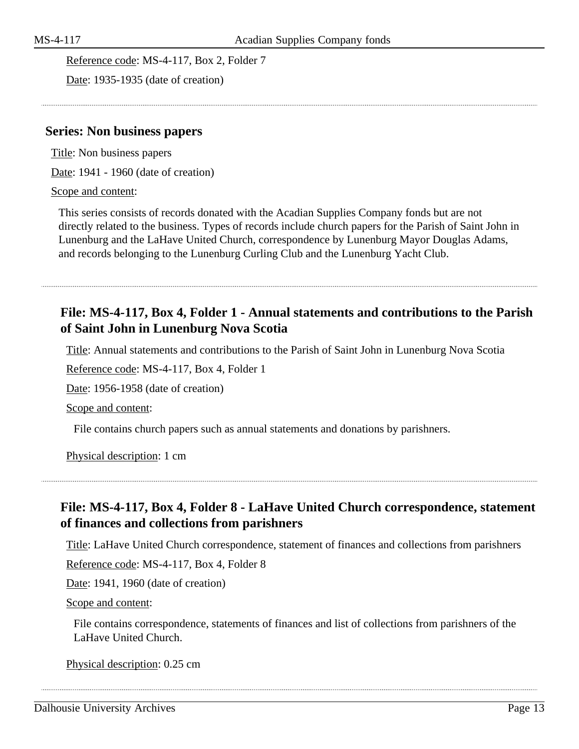Reference code: MS-4-117, Box 2, Folder 7

Date: 1935-1935 (date of creation)

## Series: Non business papers

Title: Non business papers

Date: 1941 - 1960 (date of creation)

Scope and content:

This series consists of records donated with the Acadian Supplies Company fonds but are not directly related to the business. Types of records include church papers for the Parish of Saint John in Lunenburg and the LaHave United Church, correspondence by Lunenburg Mayor Douglas Adams, and records belonging to the Lunenburg Curling Club and the Lunenburg Yacht Club.

### File: MS-4-117, Box 4, Folder 1 - Annual statements and contributions to the Parish of Saint John in Lunenburg Nova Scotia

Title: Annual statements and contributions to the Parish of Saint John in Lunenburg Nova Scotia

Reference code: MS-4-117, Box 4, Folder 1

Date: 1956-1958 (date of creation)

Scope and content:

File contains church papers such as annual statements and donations by parishners.

Physical description: 1 cm

### File: MS-4-117, Box 4, Folder 8 - LaHave United Church correspondence, statement of finances and collections from parishners

Title: LaHave United Church correspondence, statement of finances and collections from parishners

Reference code: MS-4-117, Box 4, Folder 8

Date: 1941, 1960 (date of creation)

Scope and content:

File contains correspondence, statements of finances and list of collections from parishners of the LaHave United Church.

Physical description: 0.25 cm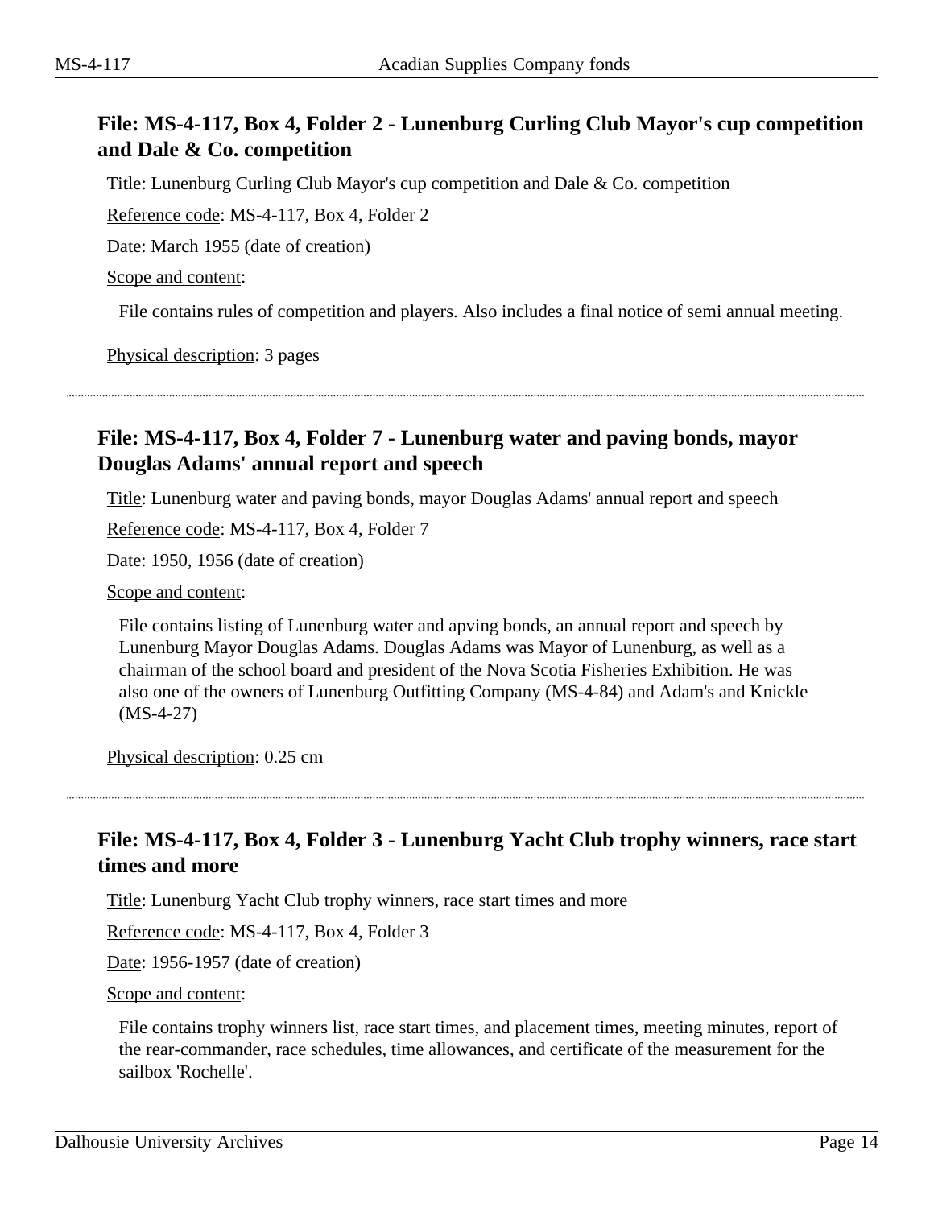## File: MS-4-117, Box 4, Folder 2 - Lunenburg Curling Club Mayor's cup competition and Dale & Co. competition

Title: Lunenburg Curling Club Mayor's cup competition and Dale & Co. competition

Reference code: MS-4-117, Box 4, Folder 2

Date: March 1955 (date of creation)

Scope and content:

File contains rules of competition and players. Also includes a final notice of semi annual meeting.

Physical description: 3 pages

---

## File: MS-4-117, Box 4, Folder 7 - Lunenburg water and paving bonds, mayor Douglas Adams' annual report and speech

Title: Lunenburg water and paving bonds, mayor Douglas Adams' annual report and speech

Reference code: MS-4-117, Box 4, Folder 7

Date: 1950, 1956 (date of creation)

Scope and content:

File contains listing of Lunenburg water and apving bonds, an annual report and speech by Lunenburg Mayor Douglas Adams. Douglas Adams was Mayor of Lunenburg, as well as a chairman of the school board and president of the Nova Scotia Fisheries Exhibition. He was also one of the owners of Lunenburg Outfitting Company (MS-4-84) and Adam's and Knickle (MS-4-27)

Physical description: 0.25 cm

---

## File: MS-4-117, Box 4, Folder 3 - Lunenburg Yacht Club trophy winners, race start times and more

Title: Lunenburg Yacht Club trophy winners, race start times and more

Reference code: MS-4-117, Box 4, Folder 3

Date: 1956-1957 (date of creation)

Scope and content:

File contains trophy winners list, race start times, and placement times, meeting minutes, report of the rear-commander, race schedules, time allowances, and certificate of the measurement for the sailbox 'Rochelle'.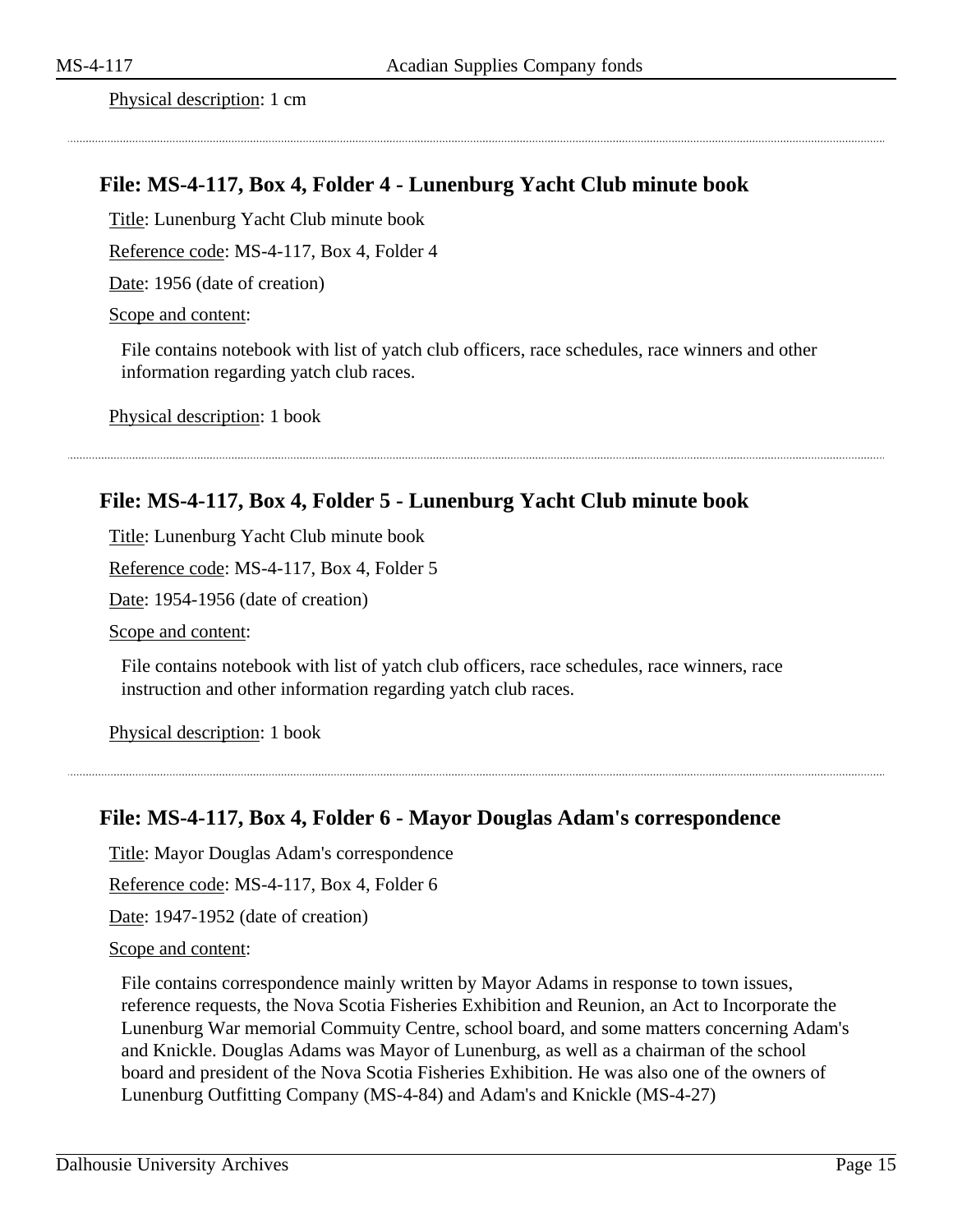Physical description: 1 cm

### File: MS-4-117, Box 4, Folder 4 - Lunenburg Yacht Club minute book

Title: Lunenburg Yacht Club minute book

Reference code: MS-4-117, Box 4, Folder 4

Date: 1956 (date of creation)

Scope and content:

File contains notebook with list of yatch club officers, race schedules, race winners and other information regarding yatch club races.

Physical description: 1 book

### File: MS-4-117, Box 4, Folder 5 - Lunenburg Yacht Club minute book

Title: Lunenburg Yacht Club minute book

Reference code: MS-4-117, Box 4, Folder 5

Date: 1954-1956 (date of creation)

Scope and content:

File contains notebook with list of yatch club officers, race schedules, race winners, race instruction and other information regarding yatch club races.

Physical description: 1 book

### File: MS-4-117, Box 4, Folder 6 - Mayor Douglas Adam's correspondence

Title: Mayor Douglas Adam's correspondence

Reference code: MS-4-117, Box 4, Folder 6

Date: 1947-1952 (date of creation)

Scope and content:

File contains correspondence mainly written by Mayor Adams in response to town issues, reference requests, the Nova Scotia Fisheries Exhibition and Reunion, an Act to Incorporate the Lunenburg War memorial Commuity Centre, school board, and some matters concerning Adam's and Knickle. Douglas Adams was Mayor of Lunenburg, as well as a chairman of the school board and president of the Nova Scotia Fisheries Exhibition. He was also one of the owners of Lunenburg Outfitting Company (MS-4-84) and Adam's and Knickle (MS-4-27)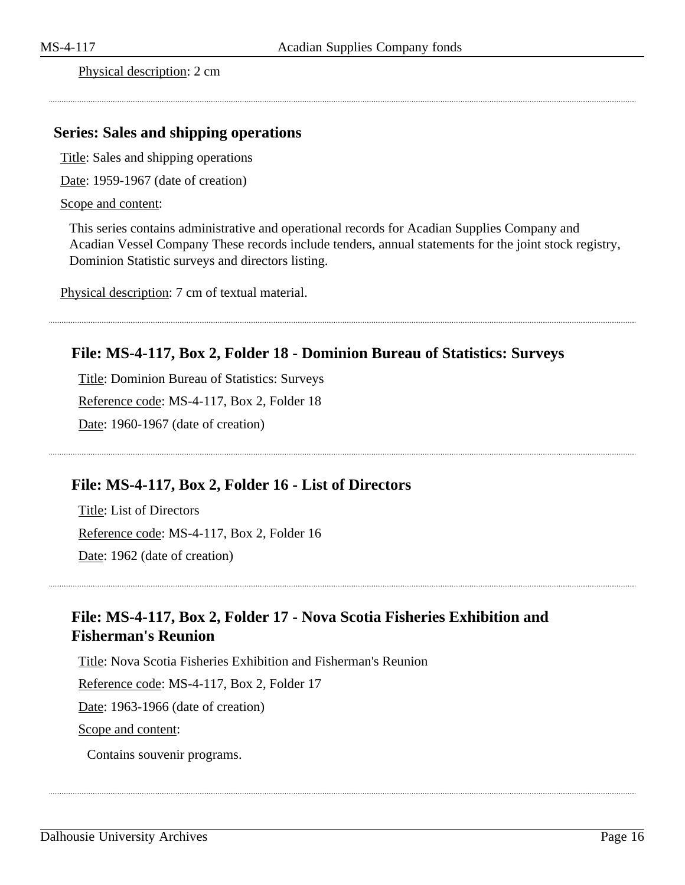Physical description: 2 cm

## Series: Sales and shipping operations

Title: Sales and shipping operations

Date: 1959-1967 (date of creation)

Scope and content:

This series contains administrative and operational records for Acadian Supplies Company and Acadian Vessel Company These records include tenders, annual statements for the joint stock registry, Dominion Statistic surveys and directors listing.

Physical description: 7 cm of textual material.

### File: MS-4-117, Box 2, Folder 18 - Dominion Bureau of Statistics: Surveys

Title: Dominion Bureau of Statistics: Surveys

Reference code: MS-4-117, Box 2, Folder 18

Date: 1960-1967 (date of creation)

### File: MS-4-117, Box 2, Folder 16 - List of Directors

Title: List of Directors

Reference code: MS-4-117, Box 2, Folder 16

Date: 1962 (date of creation)

### File: MS-4-117, Box 2, Folder 17 - Nova Scotia Fisheries Exhibition and Fisherman's Reunion

Title: Nova Scotia Fisheries Exhibition and Fisherman's Reunion

Reference code: MS-4-117, Box 2, Folder 17

Date: 1963-1966 (date of creation)

Scope and content:

Contains souvenir programs.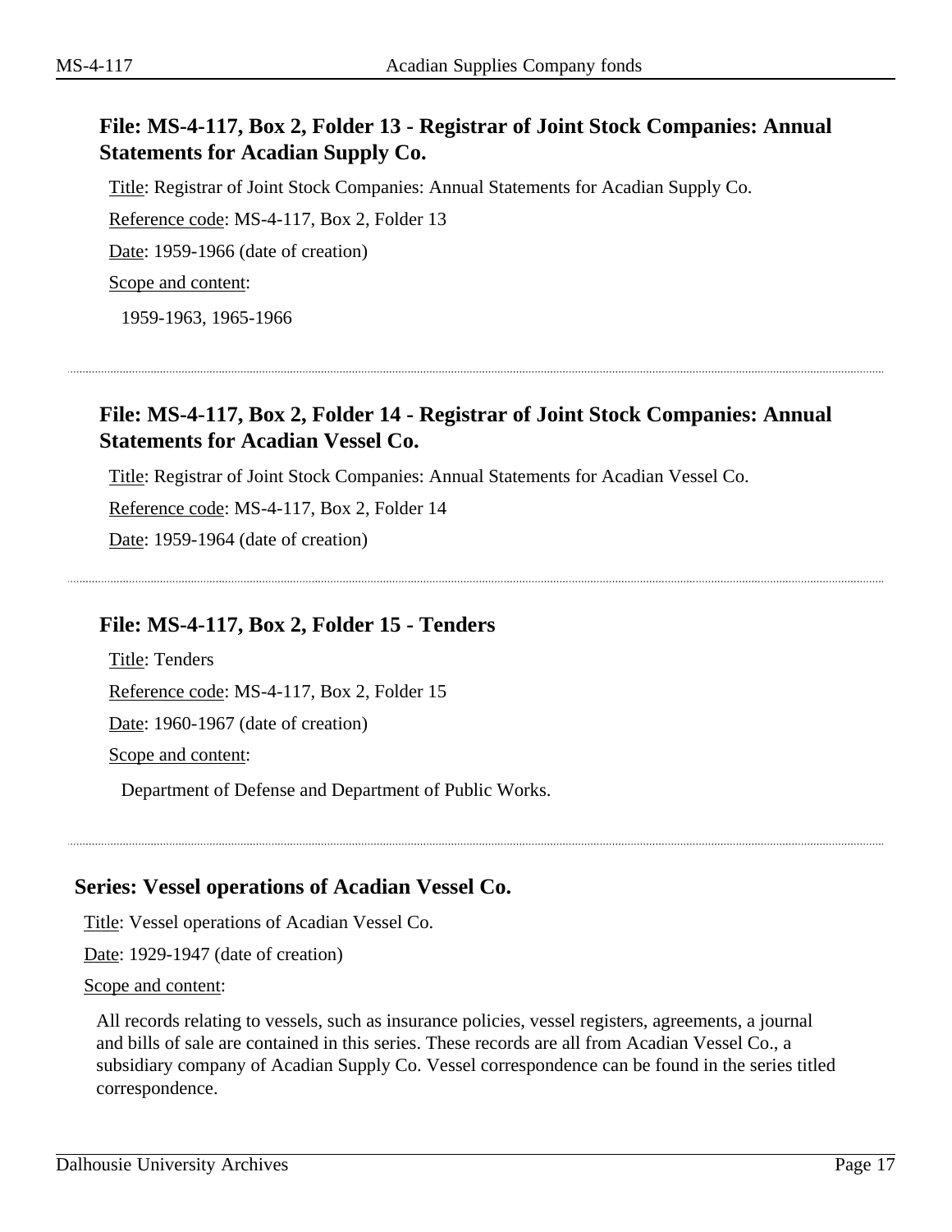### File: MS-4-117, Box 2, Folder 13 - Registrar of Joint Stock Companies: Annual Statements for Acadian Supply Co.

Title: Registrar of Joint Stock Companies: Annual Statements for Acadian Supply Co.

Reference code: MS-4-117, Box 2, Folder 13

Date: 1959-1966 (date of creation)

Scope and content:

1959-1963, 1965-1966

---

### File: MS-4-117, Box 2, Folder 14 - Registrar of Joint Stock Companies: Annual Statements for Acadian Vessel Co.

Title: Registrar of Joint Stock Companies: Annual Statements for Acadian Vessel Co.

Reference code: MS-4-117, Box 2, Folder 14

Date: 1959-1964 (date of creation)

---

### File: MS-4-117, Box 2, Folder 15 - Tenders

Title: Tenders

Reference code: MS-4-117, Box 2, Folder 15

Date: 1960-1967 (date of creation)

Scope and content:

Department of Defense and Department of Public Works.

---

## Series: Vessel operations of Acadian Vessel Co.

Title: Vessel operations of Acadian Vessel Co.

Date: 1929-1947 (date of creation)

Scope and content:

All records relating to vessels, such as insurance policies, vessel registers, agreements, a journal and bills of sale are contained in this series. These records are all from Acadian Vessel Co., a subsidiary company of Acadian Supply Co. Vessel correspondence can be found in the series titled correspondence.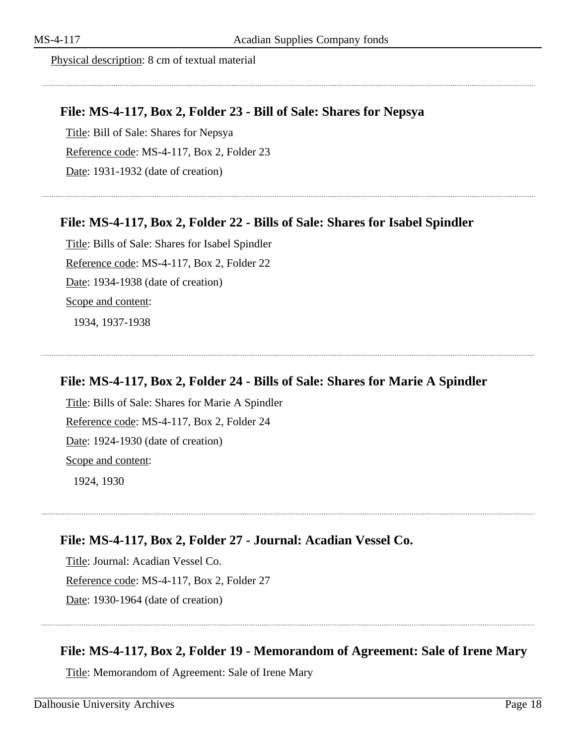Physical description: 8 cm of textual material

---

### File: MS-4-117, Box 2, Folder 23 - Bill of Sale: Shares for Nepsya

Title: Bill of Sale: Shares for Nepsya

Reference code: MS-4-117, Box 2, Folder 23

Date: 1931-1932 (date of creation)

---

### File: MS-4-117, Box 2, Folder 22 - Bills of Sale: Shares for Isabel Spindler

Title: Bills of Sale: Shares for Isabel Spindler

Reference code: MS-4-117, Box 2, Folder 22

Date: 1934-1938 (date of creation)

Scope and content:

1934, 1937-1938

---

### File: MS-4-117, Box 2, Folder 24 - Bills of Sale: Shares for Marie A Spindler

Title: Bills of Sale: Shares for Marie A Spindler

Reference code: MS-4-117, Box 2, Folder 24

Date: 1924-1930 (date of creation)

Scope and content:

1924, 1930

---

### File: MS-4-117, Box 2, Folder 27 - Journal: Acadian Vessel Co.

Title: Journal: Acadian Vessel Co.

Reference code: MS-4-117, Box 2, Folder 27

Date: 1930-1964 (date of creation)

---

### File: MS-4-117, Box 2, Folder 19 - Memorandom of Agreement: Sale of Irene Mary

Title: Memorandom of Agreement: Sale of Irene Mary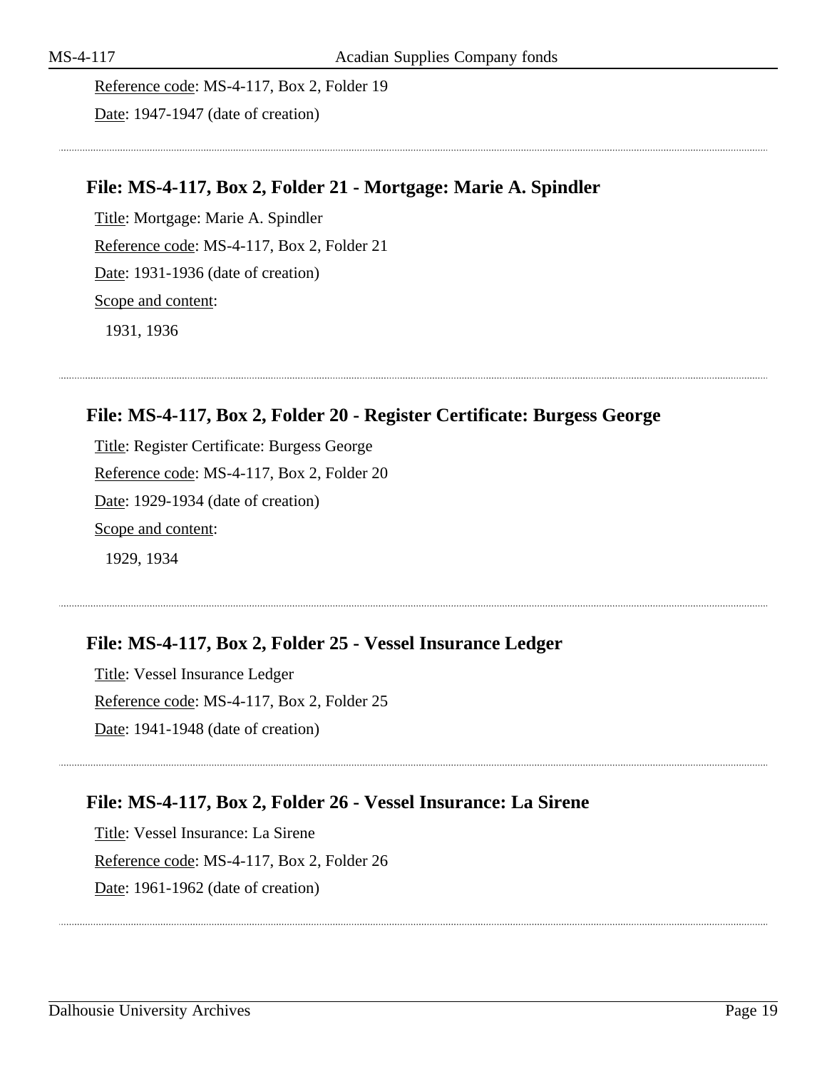Reference code: MS-4-117, Box 2, Folder 19

Date: 1947-1947 (date of creation)

---

### File: MS-4-117, Box 2, Folder 21 - Mortgage: Marie A. Spindler

Title: Mortgage: Marie A. Spindler

Reference code: MS-4-117, Box 2, Folder 21

Date: 1931-1936 (date of creation)

Scope and content:

1931, 1936

---

### File: MS-4-117, Box 2, Folder 20 - Register Certificate: Burgess George

Title: Register Certificate: Burgess George

Reference code: MS-4-117, Box 2, Folder 20

Date: 1929-1934 (date of creation)

Scope and content:

1929, 1934

---

### File: MS-4-117, Box 2, Folder 25 - Vessel Insurance Ledger

Title: Vessel Insurance Ledger

Reference code: MS-4-117, Box 2, Folder 25

Date: 1941-1948 (date of creation)

---

### File: MS-4-117, Box 2, Folder 26 - Vessel Insurance: La Sirene

Title: Vessel Insurance: La Sirene

Reference code: MS-4-117, Box 2, Folder 26

Date: 1961-1962 (date of creation)

---